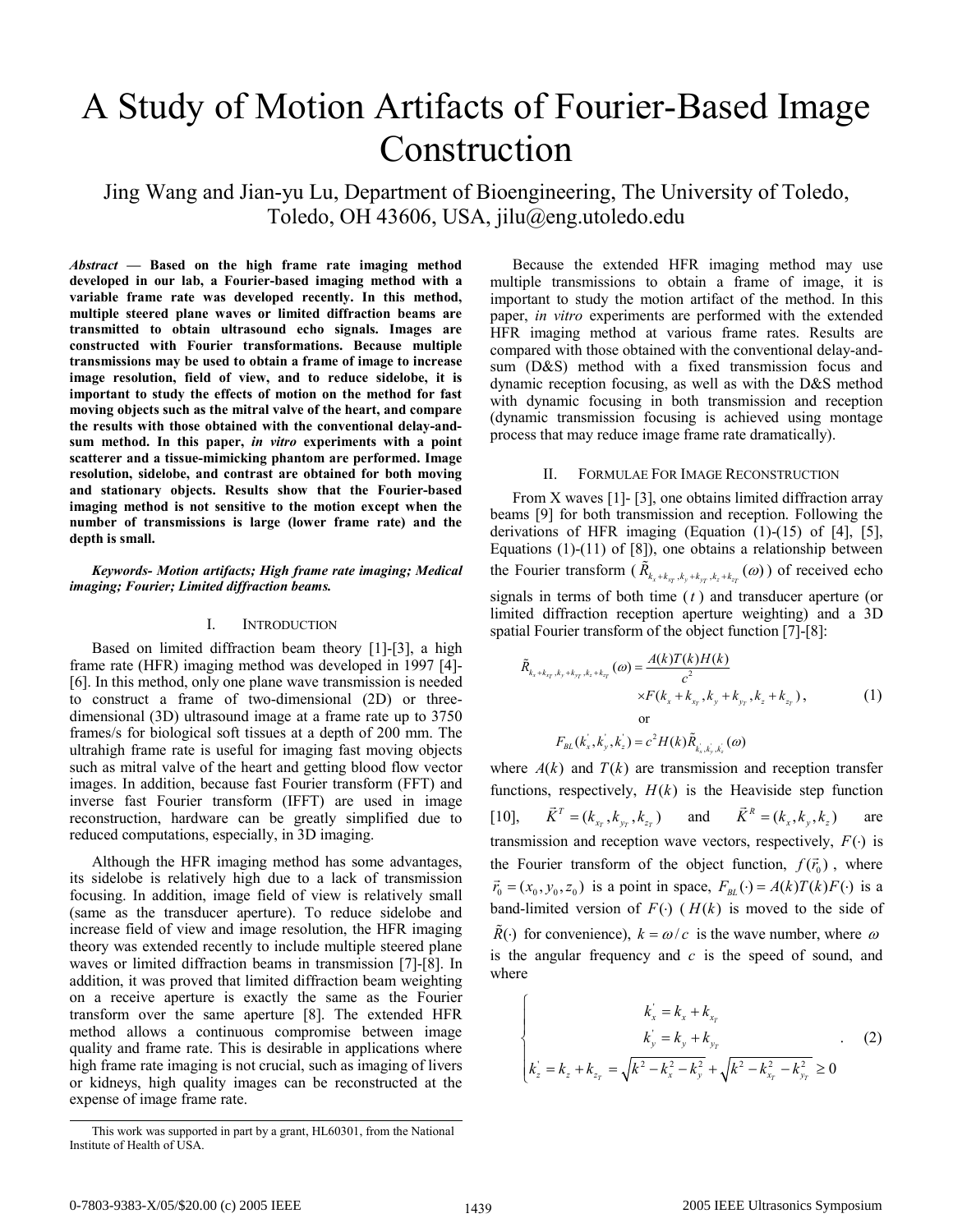# A Study of Motion Artifacts of Fourier-Based Image Construction

Jing Wang and Jian-yu Lu, Department of Bioengineering, The University of Toledo, Toledo, OH 43606, USA, jilu@eng.utoledo.edu

***Abstract* — Based on the high frame rate imaging method developed in our lab, a Fourier-based imaging method with a variable frame rate was developed recently. In this method, multiple steered plane waves or limited diffraction beams are transmitted to obtain ultrasound echo signals. Images are constructed with Fourier transformations. Because multiple transmissions may be used to obtain a frame of image to increase image resolution, field of view, and to reduce sidelobe, it is important to study the effects of motion on the method for fast moving objects such as the mitral valve of the heart, and compare the results with those obtained with the conventional delay-and-sum method. In this paper, *in vitro* experiments with a point scatterer and a tissue-mimicking phantom are performed. Image resolution, sidelobe, and contrast are obtained for both moving and stationary objects. Results show that the Fourier-based imaging method is not sensitive to the motion except when the number of transmissions is large (lower frame rate) and the depth is small.**

***Keywords- Motion artifacts; High frame rate imaging; Medical imaging; Fourier; Limited diffraction beams.***

## I. Introduction

Based on limited diffraction beam theory [1]-[3], a high frame rate (HFR) imaging method was developed in 1997 [4]-[6]. In this method, only one plane wave transmission is needed to construct a frame of two-dimensional (2D) or three-dimensional (3D) ultrasound image at a frame rate up to 3750 frames/s for biological soft tissues at a depth of 200 mm. The ultrahigh frame rate is useful for imaging fast moving objects such as mitral valve of the heart and getting blood flow vector images. In addition, because fast Fourier transform (FFT) and inverse fast Fourier transform (IFFT) are used in image reconstruction, hardware can be greatly simplified due to reduced computations, especially, in 3D imaging.

Although the HFR imaging method has some advantages, its sidelobe is relatively high due to a lack of transmission focusing. In addition, image field of view is relatively small (same as the transducer aperture). To reduce sidelobe and increase field of view and image resolution, the HFR imaging theory was extended recently to include multiple steered plane waves or limited diffraction beams in transmission [7]-[8]. In addition, it was proved that limited diffraction beam weighting on a receive aperture is exactly the same as the Fourier transform over the same aperture [8]. The extended HFR method allows a continuous compromise between image quality and frame rate. This is desirable in applications where high frame rate imaging is not crucial, such as imaging of livers or kidneys, high quality images can be reconstructed at the expense of image frame rate.

Because the extended HFR imaging method may use multiple transmissions to obtain a frame of image, it is important to study the motion artifact of the method. In this paper, *in vitro* experiments are performed with the extended HFR imaging method at various frame rates. Results are compared with those obtained with the conventional delay-and-sum (D&S) method with a fixed transmission focus and dynamic reception focusing, as well as with the D&S method with dynamic focusing in both transmission and reception (dynamic transmission focusing is achieved using montage process that may reduce image frame rate dramatically).

## II. Formulae For Image Reconstruction

From X waves [1]- [3], one obtains limited diffraction array beams [9] for both transmission and reception. Following the derivations of HFR imaging (Equation (1)-(15) of [4], [5], Equations (1)-(11) of [8]), one obtains a relationship between the Fourier transform ($\tilde{R}_{k_x+k_{x_T},k_y+k_{y_T},k_z+k_{z_T}}(\omega)$) of received echo signals in terms of both time ($t$) and transducer aperture (or limited diffraction reception aperture weighting) and a 3D spatial Fourier transform of the object function [7]-[8]:

$$\tilde{R}_{k_x+k_{x_T},k_y+k_{y_T},k_z+k_{z_T}}(\omega) = \frac{A(k)T(k)H(k)}{c^2} \times F(k_x+k_{x_T},k_y+k_{y_T},k_z+k_{z_T}), \tag{1}$$

or

$$F_{BL}(k_x',k_y',k_z') = c^2 H(k)\tilde{R}_{k_x',k_y',k_z'}(\omega)$$

where $A(k)$ and $T(k)$ are transmission and reception transfer functions, respectively, $H(k)$ is the Heaviside step function [10], $\vec{K}^T = (k_{x_T},k_{y_T},k_{z_T})$ and $\vec{K}^R = (k_x,k_y,k_z)$ are transmission and reception wave vectors, respectively, $F(\cdot)$ is the Fourier transform of the object function, $f(\vec{r}_0)$, where $\vec{r}_0 = (x_0,y_0,z_0)$ is a point in space, $F_{BL}(\cdot) = A(k)T(k)F(\cdot)$ is a band-limited version of $F(\cdot)$ ($H(k)$ is moved to the side of $\tilde{R}(\cdot)$ for convenience), $k = \omega/c$ is the wave number, where $\omega$ is the angular frequency and $c$ is the speed of sound, and where

$$\begin{cases} k_x' = k_x + k_{x_T} \\ k_y' = k_y + k_{y_T} \\ k_z' = k_z + k_{z_T} = \sqrt{k^2-k_x^2-k_y^2} + \sqrt{k^2-k_{x_T}^2-k_{y_T}^2} \geq 0 \end{cases}. \tag{2}$$

This work was supported in part by a grant, HL60301, from the National Institute of Health of USA.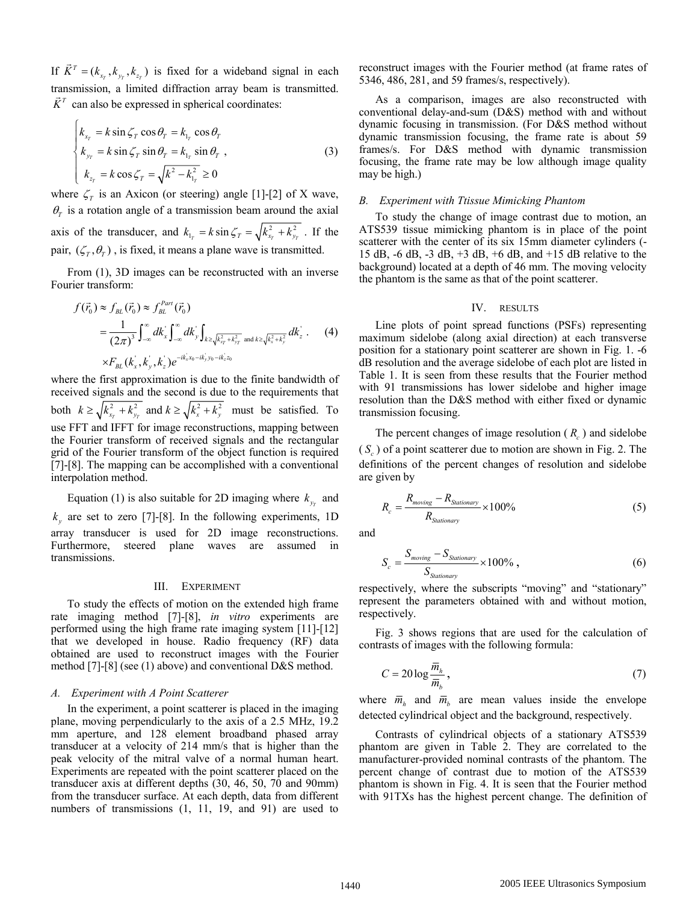If $\vec{K}^T = (k_{x_T}, k_{y_T}, k_{z_T})$ is fixed for a wideband signal in each transmission, a limited diffraction array beam is transmitted. $\vec{K}^T$ can also be expressed in spherical coordinates:

$$\begin{cases} k_{x_T} = k \sin \zeta_T \cos \theta_T = k_{1_T} \cos \theta_T \\ k_{y_T} = k \sin \zeta_T \sin \theta_T = k_{1_T} \sin \theta_T \\ k_{z_T} = k \cos \zeta_T = \sqrt{k^2 - k_{1_T}^2} \geq 0 \end{cases}, \tag{3}$$

where $\zeta_T$ is an Axicon (or steering) angle [1]-[2] of X wave, $\theta_T$ is a rotation angle of a transmission beam around the axial axis of the transducer, and $k_{1_T} = k \sin \zeta_T = \sqrt{k_{x_T}^2 + k_{y_T}^2}$. If the pair, $(\zeta_T, \theta_T)$, is fixed, it means a plane wave is transmitted.

From (1), 3D images can be reconstructed with an inverse Fourier transform:

$$\begin{aligned} f(\vec{r}_0) &\approx f_{BL}(\vec{r}_0) \approx f_{BL}^{Part}(\vec{r}_0) \\ &= \frac{1}{(2\pi)^3} \int_{-\infty}^{\infty} dk_x' \int_{-\infty}^{\infty} dk_y' \int_{k \geq \sqrt{k_{x_T}^2 + k_{y_T}^2} \text{ and } k \geq \sqrt{k_x^2 + k_y^2}} dk_z' \\ &\times F_{BL}(k_x', k_y', k_z') e^{-ik_x' x_0 - ik_y' y_0 - ik_z' z_0} \end{aligned} \tag{4}$$

where the first approximation is due to the finite bandwidth of received signals and the second is due to the requirements that both $k \geq \sqrt{k_{x_T}^2 + k_{y_T}^2}$ and $k \geq \sqrt{k_x^2 + k_y^2}$ must be satisfied. To use FFT and IFFT for image reconstructions, mapping between the Fourier transform of received signals and the rectangular grid of the Fourier transform of the object function is required [7]-[8]. The mapping can be accomplished with a conventional interpolation method.

Equation (1) is also suitable for 2D imaging where $k_{y_T}$ and $k_y$ are set to zero [7]-[8]. In the following experiments, 1D array transducer is used for 2D image reconstructions. Furthermore, steered plane waves are assumed in transmissions.

## III. Experiment

To study the effects of motion on the extended high frame rate imaging method [7]-[8], *in vitro* experiments are performed using the high frame rate imaging system [11]-[12] that we developed in house. Radio frequency (RF) data obtained are used to reconstruct images with the Fourier method [7]-[8] (see (1) above) and conventional D&S method.

### *A. Experiment with A Point Scatterer*

In the experiment, a point scatterer is placed in the imaging plane, moving perpendicularly to the axis of a 2.5 MHz, 19.2 mm aperture, and 128 element broadband phased array transducer at a velocity of 214 mm/s that is higher than the peak velocity of the mitral valve of a normal human heart. Experiments are repeated with the point scatterer placed on the transducer axis at different depths (30, 46, 50, 70 and 90mm) from the transducer surface. At each depth, data from different numbers of transmissions (1, 11, 19, and 91) are used to reconstruct images with the Fourier method (at frame rates of 5346, 486, 281, and 59 frames/s, respectively).

As a comparison, images are also reconstructed with conventional delay-and-sum (D&S) method with and without dynamic focusing in transmission. (For D&S method without dynamic transmission focusing, the frame rate is about 59 frames/s. For D&S method with dynamic transmission focusing, the frame rate may be low although image quality may be high.)

### *B. Experiment with Ttissue Mimicking Phantom*

To study the change of image contrast due to motion, an ATS539 tissue mimicking phantom is in place of the point scatterer with the center of its six 15mm diameter cylinders (-15 dB, -6 dB, -3 dB, +3 dB, +6 dB, and +15 dB relative to the background) located at a depth of 46 mm. The moving velocity the phantom is the same as that of the point scatterer.

## IV. Results

Line plots of point spread functions (PSFs) representing maximum sidelobe (along axial direction) at each transverse position for a stationary point scatterer are shown in Fig. 1. -6 dB resolution and the average sidelobe of each plot are listed in Table 1. It is seen from these results that the Fourier method with 91 transmissions has lower sidelobe and higher image resolution than the D&S method with either fixed or dynamic transmission focusing.

The percent changes of image resolution ($R_c$) and sidelobe ($S_c$) of a point scatterer due to motion are shown in Fig. 2. The definitions of the percent changes of resolution and sidelobe are given by

$$R_c = \frac{R_{moving} - R_{Stationary}}{R_{Stationary}} \times 100\% \tag{5}$$

and

$$S_c = \frac{S_{moving} - S_{Stationary}}{S_{Stationary}} \times 100\%, \tag{6}$$

respectively, where the subscripts "moving" and "stationary" represent the parameters obtained with and without motion, respectively.

Fig. 3 shows regions that are used for the calculation of contrasts of images with the following formula:

$$C = 20 \log \frac{\overline{m}_h}{\overline{m}_b}, \tag{7}$$

where $\overline{m}_h$ and $\overline{m}_b$ are mean values inside the envelope detected cylindrical object and the background, respectively.

Contrasts of cylindrical objects of a stationary ATS539 phantom are given in Table 2. They are correlated to the manufacturer-provided nominal contrasts of the phantom. The percent change of contrast due to motion of the ATS539 phantom is shown in Fig. 4. It is seen that the Fourier method with 91TXs has the highest percent change. The definition of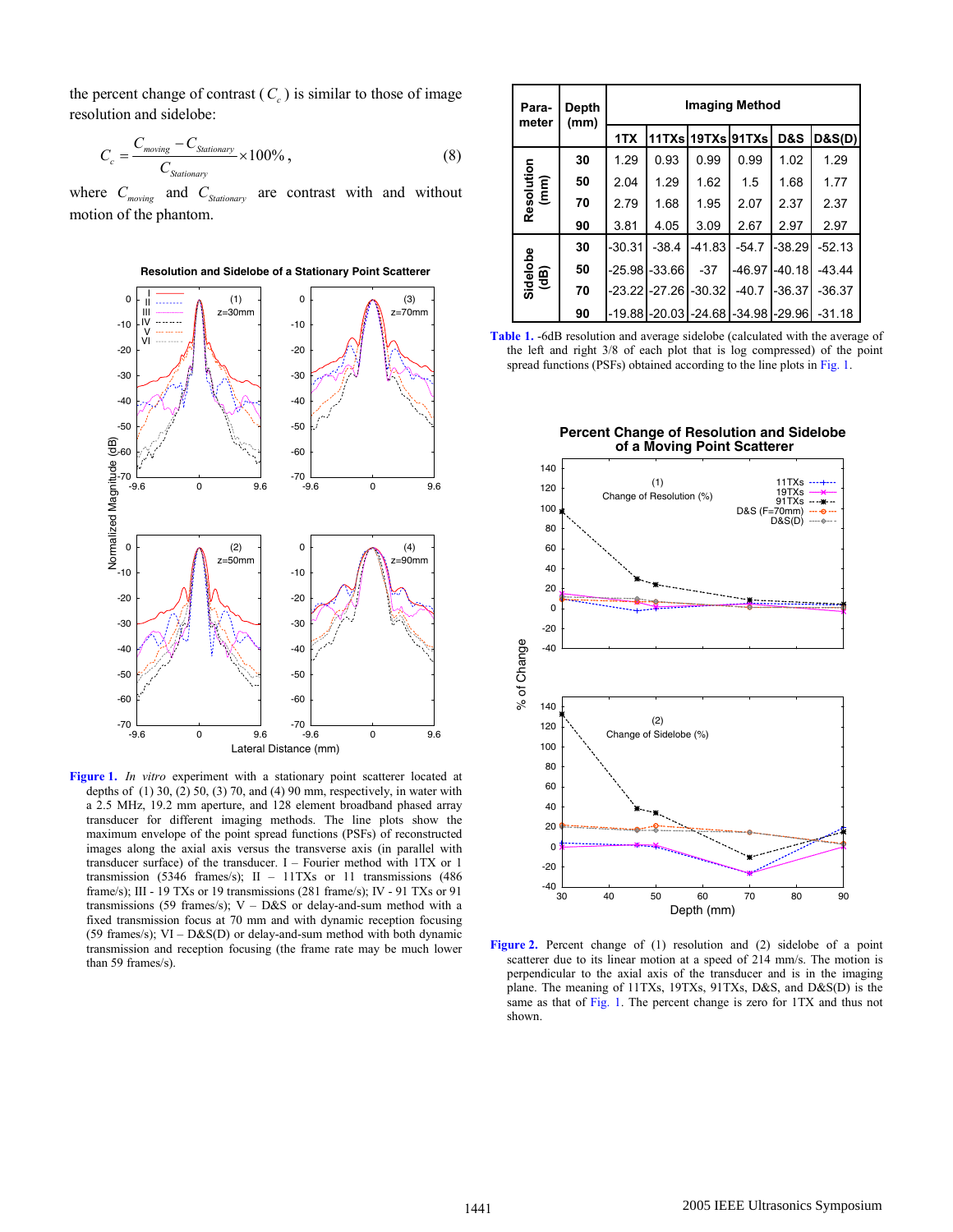the percent change of contrast ( $C_c$ ) is similar to those of image resolution and sidelobe:

$$C_c = \frac{C_{moving} - C_{Stationary}}{C_{Stationary}} \times 100\%, \quad (8)$$

where $C_{moving}$ and $C_{Stationary}$ are contrast with and without motion of the phantom.

**Figure 1.** *In vitro* experiment with a stationary point scatterer located at depths of (1) 30, (2) 50, (3) 70, and (4) 90 mm, respectively, in water with a 2.5 MHz, 19.2 mm aperture, and 128 element broadband phased array transducer for different imaging methods. The line plots show the maximum envelope of the point spread functions (PSFs) of reconstructed images along the axial axis versus the transverse axis (in parallel with transducer surface) of the transducer. I – Fourier method with 1TX or 1 transmission (5346 frames/s); II – 11TXs or 11 transmissions (486 frame/s); III - 19 TXs or 19 transmissions (281 frame/s); IV - 91 TXs or 91 transmissions (59 frames/s); V – D&S or delay-and-sum method with a fixed transmission focus at 70 mm and with dynamic reception focusing (59 frames/s); VI – D&S(D) or delay-and-sum method with both dynamic transmission and reception focusing (the frame rate may be much lower than 59 frames/s).

| Parameter | Depth (mm) | Imaging Method | | | | | |
|---|---|---|---|---|---|---|---|
| | | 1TX | 11TXs | 19TXs | 91TXs | D&S | D&S(D) |
| Resolution (mm) | 30 | 1.29 | 0.93 | 0.99 | 0.99 | 1.02 | 1.29 |
| | 50 | 2.04 | 1.29 | 1.62 | 1.5 | 1.68 | 1.77 |
| | 70 | 2.79 | 1.68 | 1.95 | 2.07 | 2.37 | 2.37 |
| | 90 | 3.81 | 4.05 | 3.09 | 2.67 | 2.97 | 2.97 |
| Sidelobe (dB) | 30 | -30.31 | -38.4 | -41.83 | -54.7 | -38.29 | -52.13 |
| | 50 | -25.98 | -33.66 | -37 | -46.97 | -40.18 | -43.44 |
| | 70 | -23.22 | -27.26 | -30.32 | -40.7 | -36.37 | -36.37 |
| | 90 | -19.88 | -20.03 | -24.68 | -34.98 | -29.96 | -31.18 |

**Table 1.** -6dB resolution and average sidelobe (calculated with the average of the left and right 3/8 of each plot that is log compressed) of the point spread functions (PSFs) obtained according to the line plots in Fig. 1.

**Figure 2.** Percent change of (1) resolution and (2) sidelobe of a point scatterer due to its linear motion at a speed of 214 mm/s. The motion is perpendicular to the axial axis of the transducer and is in the imaging plane. The meaning of 11TXs, 19TXs, 91TXs, D&S, and D&S(D) is the same as that of Fig. 1. The percent change is zero for 1TX and thus not shown.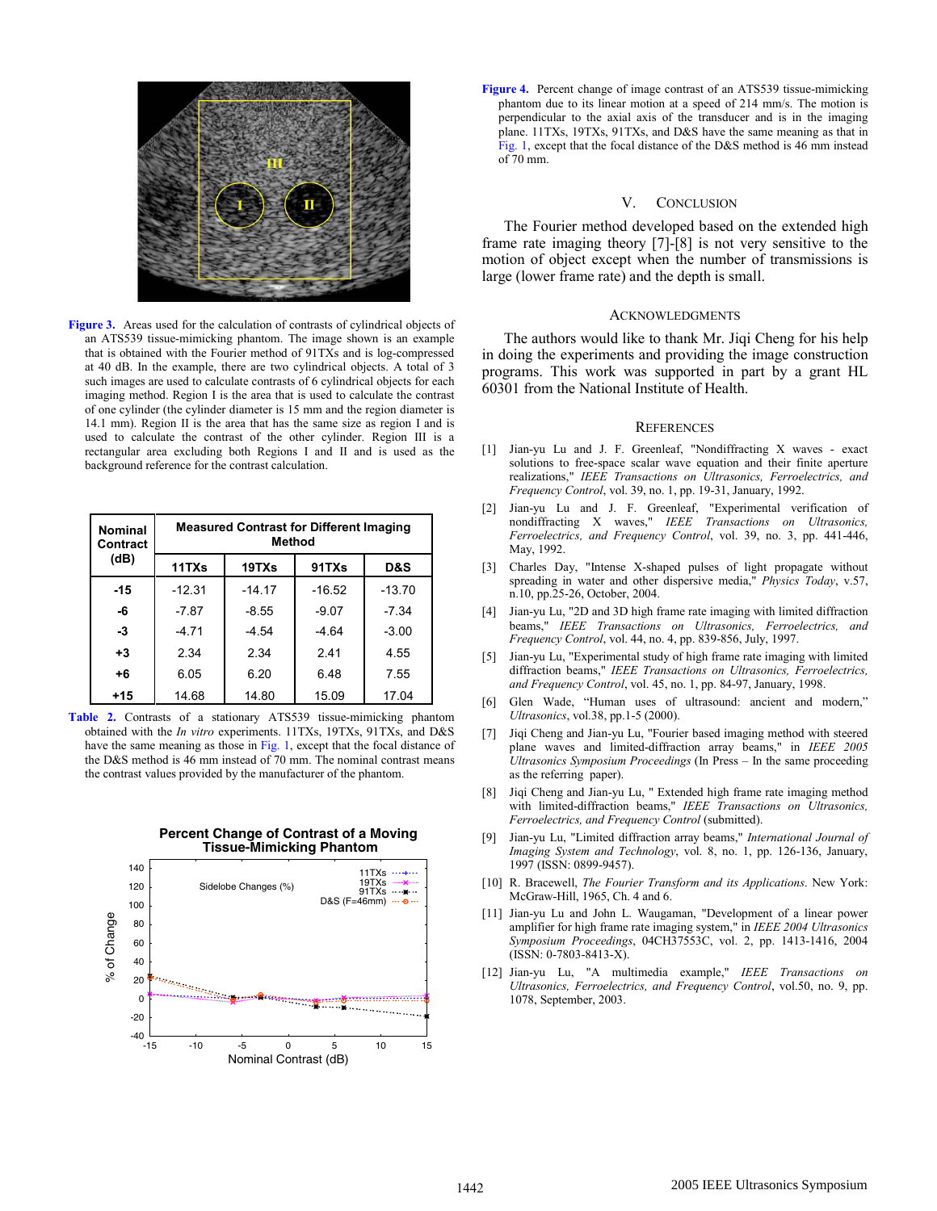III

I

II

**Figure 3.** Areas used for the calculation of contrasts of cylindrical objects of an ATS539 tissue-mimicking phantom. The image shown is an example that is obtained with the Fourier method of 91TXs and is log-compressed at 40 dB. In the example, there are two cylindrical objects. A total of 3 such images are used to calculate contrasts of 6 cylindrical objects for each imaging method. Region I is the area that is used to calculate the contrast of one cylinder (the cylinder diameter is 15 mm and the region diameter is 14.1 mm). Region II is the area that has the same size as region I and is used to calculate the contrast of the other cylinder. Region III is a rectangular area excluding both Regions I and II and is used as the background reference for the contrast calculation.

| Nominal Contrast (dB) | Measured Contrast for Different Imaging Method | | | |
|---|---|---|---|---|
| | 11TXs | 19TXs | 91TXs | D&S |
| -15 | -12.31 | -14.17 | -16.52 | -13.70 |
| -6 | -7.87 | -8.55 | -9.07 | -7.34 |
| -3 | -4.71 | -4.54 | -4.64 | -3.00 |
| +3 | 2.34 | 2.34 | 2.41 | 4.55 |
| +6 | 6.05 | 6.20 | 6.48 | 7.55 |
| +15 | 14.68 | 14.80 | 15.09 | 17.04 |

**Table 2.** Contrasts of a stationary ATS539 tissue-mimicking phantom obtained with the *In vitro* experiments. 11TXs, 19TXs, 91TXs, and D&S have the same meaning as those in Fig. 1, except that the focal distance of the D&S method is 46 mm instead of 70 mm. The nominal contrast means the contrast values provided by the manufacturer of the phantom.

**Percent Change of Contrast of a Moving Tissue-Mimicking Phantom**

Sidelobe Changes (%)

11TXs
19TXs
91TXs
D&S (F=46mm)

% of Change

140
120
100
80
60
40
20
0
-20
-40

-15 -10 -5 0 5 10 15

Nominal Contrast (dB)

**Figure 4.** Percent change of image contrast of an ATS539 tissue-mimicking phantom due to its linear motion at a speed of 214 mm/s. The motion is perpendicular to the axial axis of the transducer and is in the imaging plane. 11TXs, 19TXs, 91TXs, and D&S have the same meaning as that in Fig. 1, except that the focal distance of the D&S method is 46 mm instead of 70 mm.

## V. Conclusion

The Fourier method developed based on the extended high frame rate imaging theory [7]-[8] is not very sensitive to the motion of object except when the number of transmissions is large (lower frame rate) and the depth is small.

## Acknowledgments

The authors would like to thank Mr. Jiqi Cheng for his help in doing the experiments and providing the image construction programs. This work was supported in part by a grant HL 60301 from the National Institute of Health.

## References

[1] Jian-yu Lu and J. F. Greenleaf, "Nondiffracting X waves - exact solutions to free-space scalar wave equation and their finite aperture realizations," *IEEE Transactions on Ultrasonics, Ferroelectrics, and Frequency Control*, vol. 39, no. 1, pp. 19-31, January, 1992.

[2] Jian-yu Lu and J. F. Greenleaf, "Experimental verification of nondiffracting X waves," *IEEE Transactions on Ultrasonics, Ferroelectrics, and Frequency Control*, vol. 39, no. 3, pp. 441-446, May, 1992.

[3] Charles Day, "Intense X-shaped pulses of light propagate without spreading in water and other dispersive media," *Physics Today*, v.57, n.10, pp.25-26, October, 2004.

[4] Jian-yu Lu, "2D and 3D high frame rate imaging with limited diffraction beams," *IEEE Transactions on Ultrasonics, Ferroelectrics, and Frequency Control*, vol. 44, no. 4, pp. 839-856, July, 1997.

[5] Jian-yu Lu, "Experimental study of high frame rate imaging with limited diffraction beams," *IEEE Transactions on Ultrasonics, Ferroelectrics, and Frequency Control*, vol. 45, no. 1, pp. 84-97, January, 1998.

[6] Glen Wade, "Human uses of ultrasound: ancient and modern," *Ultrasonics*, vol.38, pp.1-5 (2000).

[7] Jiqi Cheng and Jian-yu Lu, "Fourier based imaging method with steered plane waves and limited-diffraction array beams," in *IEEE 2005 Ultrasonics Symposium Proceedings* (In Press – In the same proceeding as the referring paper).

[8] Jiqi Cheng and Jian-yu Lu, " Extended high frame rate imaging method with limited-diffraction beams," *IEEE Transactions on Ultrasonics, Ferroelectrics, and Frequency Control* (submitted).

[9] Jian-yu Lu, "Limited diffraction array beams," *International Journal of Imaging System and Technology*, vol. 8, no. 1, pp. 126-136, January, 1997 (ISSN: 0899-9457).

[10] R. Bracewell, *The Fourier Transform and its Applications*. New York: McGraw-Hill, 1965, Ch. 4 and 6.

[11] Jian-yu Lu and John L. Waugaman, "Development of a linear power amplifier for high frame rate imaging system," in *IEEE 2004 Ultrasonics Symposium Proceedings*, 04CH37553C, vol. 2, pp. 1413-1416, 2004 (ISSN: 0-7803-8413-X).

[12] Jian-yu Lu, "A multimedia example," *IEEE Transactions on Ultrasonics, Ferroelectrics, and Frequency Control*, vol.50, no. 9, pp. 1078, September, 2003.